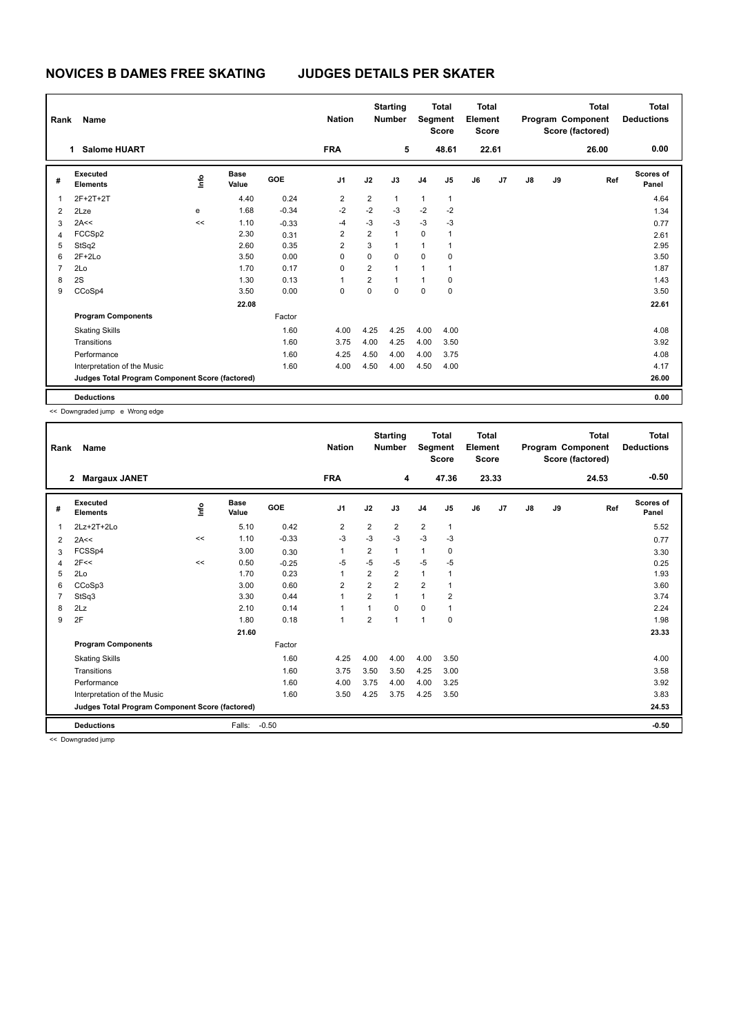# NOVICES B DAMES FREE SKATING JUDGES DETAILS PER SKATER

| Rank | Name | Nation | Starting Number | Total Segment Score | Total Element Score | Total Program Component Score (factored) | Total Deductions |
|---|---|---|---|---|---|---|---|
| 1 | Salome HUART | FRA | 5 | 48.61 | 22.61 | 26.00 | 0.00 |

| # | Executed Elements | Info | Base Value | GOE | J1 | J2 | J3 | J4 | J5 | J6 | J7 | J8 | J9 | Ref | Scores of Panel |
|---|---|---|---|---|---|---|---|---|---|---|---|---|---|---|---|
| 1 | 2F+2T+2T | | 4.40 | 0.24 | 2 | 2 | 1 | 1 | 1 | | | | | | 4.64 |
| 2 | 2Lze | e | 1.68 | -0.34 | -2 | -2 | -3 | -2 | -2 | | | | | | 1.34 |
| 3 | 2A<< | << | 1.10 | -0.33 | -4 | -3 | -3 | -3 | -3 | | | | | | 0.77 |
| 4 | FCCSp2 | | 2.30 | 0.31 | 2 | 2 | 1 | 0 | 1 | | | | | | 2.61 |
| 5 | StSq2 | | 2.60 | 0.35 | 2 | 3 | 1 | 1 | 1 | | | | | | 2.95 |
| 6 | 2F+2Lo | | 3.50 | 0.00 | 0 | 0 | 0 | 0 | 0 | | | | | | 3.50 |
| 7 | 2Lo | | 1.70 | 0.17 | 0 | 2 | 1 | 1 | 1 | | | | | | 1.87 |
| 8 | 2S | | 1.30 | 0.13 | 1 | 2 | 1 | 1 | 0 | | | | | | 1.43 |
| 9 | CCoSp4 | | 3.50 | 0.00 | 0 | 0 | 0 | 0 | 0 | | | | | | 3.50 |
| | | | 22.08 | | | | | | | | | | | | 22.61 |
| | **Program Components** | | | Factor | | | | | | | | | | | |
| | Skating Skills | | | 1.60 | 4.00 | 4.25 | 4.25 | 4.00 | 4.00 | | | | | | 4.08 |
| | Transitions | | | 1.60 | 3.75 | 4.00 | 4.25 | 4.00 | 3.50 | | | | | | 3.92 |
| | Performance | | | 1.60 | 4.25 | 4.50 | 4.00 | 4.00 | 3.75 | | | | | | 4.08 |
| | Interpretation of the Music | | | 1.60 | 4.00 | 4.50 | 4.00 | 4.50 | 4.00 | | | | | | 4.17 |
| | **Judges Total Program Component Score (factored)** | | | | | | | | | | | | | | 26.00 |
| | **Deductions** | | | | | | | | | | | | | | 0.00 |

<< Downgraded jump e Wrong edge

| Rank | Name | Nation | Starting Number | Total Segment Score | Total Element Score | Total Program Component Score (factored) | Total Deductions |
|---|---|---|---|---|---|---|---|
| 2 | Margaux JANET | FRA | 4 | 47.36 | 23.33 | 24.53 | -0.50 |

| # | Executed Elements | Info | Base Value | GOE | J1 | J2 | J3 | J4 | J5 | J6 | J7 | J8 | J9 | Ref | Scores of Panel |
|---|---|---|---|---|---|---|---|---|---|---|---|---|---|---|---|
| 1 | 2Lz+2T+2Lo | | 5.10 | 0.42 | 2 | 2 | 2 | 2 | 1 | | | | | | 5.52 |
| 2 | 2A<< | << | 1.10 | -0.33 | -3 | -3 | -3 | -3 | -3 | | | | | | 0.77 |
| 3 | FCSSp4 | | 3.00 | 0.30 | 1 | 2 | 1 | 1 | 0 | | | | | | 3.30 |
| 4 | 2F<< | << | 0.50 | -0.25 | -5 | -5 | -5 | -5 | -5 | | | | | | 0.25 |
| 5 | 2Lo | | 1.70 | 0.23 | 1 | 2 | 2 | 1 | 1 | | | | | | 1.93 |
| 6 | CCoSp3 | | 3.00 | 0.60 | 2 | 2 | 2 | 2 | 1 | | | | | | 3.60 |
| 7 | StSq3 | | 3.30 | 0.44 | 1 | 2 | 1 | 1 | 2 | | | | | | 3.74 |
| 8 | 2Lz | | 2.10 | 0.14 | 1 | 1 | 0 | 0 | 1 | | | | | | 2.24 |
| 9 | 2F | | 1.80 | 0.18 | 1 | 2 | 1 | 1 | 0 | | | | | | 1.98 |
| | | | 21.60 | | | | | | | | | | | | 23.33 |
| | **Program Components** | | | Factor | | | | | | | | | | | |
| | Skating Skills | | | 1.60 | 4.25 | 4.00 | 4.00 | 4.00 | 3.50 | | | | | | 4.00 |
| | Transitions | | | 1.60 | 3.75 | 3.50 | 3.50 | 4.25 | 3.00 | | | | | | 3.58 |
| | Performance | | | 1.60 | 4.00 | 3.75 | 4.00 | 4.00 | 3.25 | | | | | | 3.92 |
| | Interpretation of the Music | | | 1.60 | 3.50 | 4.25 | 3.75 | 4.25 | 3.50 | | | | | | 3.83 |
| | **Judges Total Program Component Score (factored)** | | | | | | | | | | | | | | 24.53 |
| | **Deductions** | | Falls: | -0.50 | | | | | | | | | | | -0.50 |

<< Downgraded jump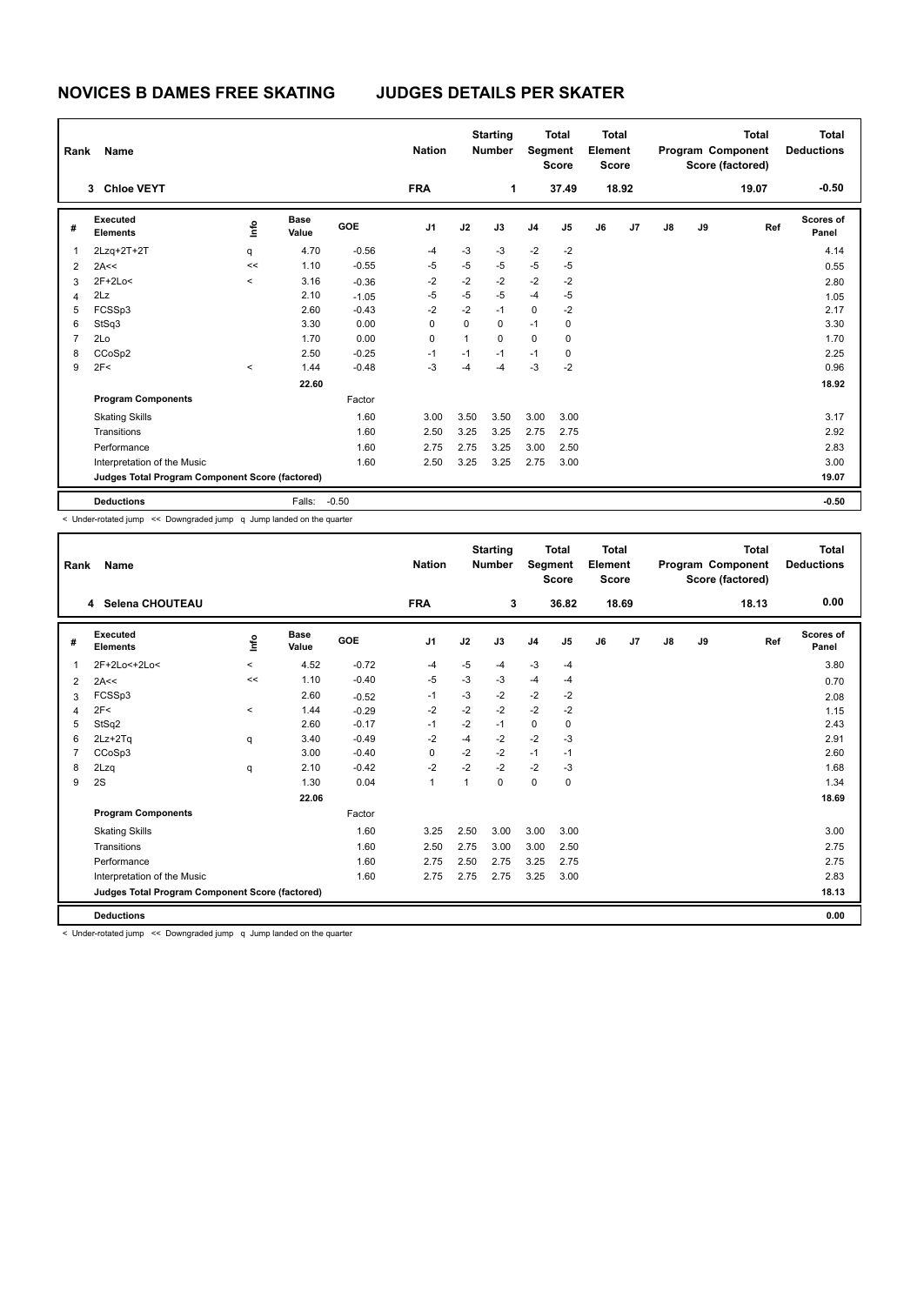# NOVICES B DAMES FREE SKATING JUDGES DETAILS PER SKATER

| Rank | Name | Nation | Starting Number | Total Segment Score | Total Element Score | Total Program Component Score (factored) | Total Deductions |
|---|---|---|---|---|---|---|---|
| 3 | Chloe VEYT | FRA | 1 | 37.49 | 18.92 | 19.07 | -0.50 |

| # | Executed Elements | Info | Base Value | GOE | J1 | J2 | J3 | J4 | J5 | J6 | J7 | J8 | J9 | Ref | Scores of Panel |
|---|---|---|---|---|---|---|---|---|---|---|---|---|---|---|---|
| 1 | 2Lzq+2T+2T | q | 4.70 | -0.56 | -4 | -3 | -3 | -2 | -2 | | | | | | 4.14 |
| 2 | 2A<< | << | 1.10 | -0.55 | -5 | -5 | -5 | -5 | -5 | | | | | | 0.55 |
| 3 | 2F+2Lo< | < | 3.16 | -0.36 | -2 | -2 | -2 | -2 | -2 | | | | | | 2.80 |
| 4 | 2Lz | | 2.10 | -1.05 | -5 | -5 | -5 | -4 | -5 | | | | | | 1.05 |
| 5 | FCSSp3 | | 2.60 | -0.43 | -2 | -2 | -1 | 0 | -2 | | | | | | 2.17 |
| 6 | StSq3 | | 3.30 | 0.00 | 0 | 0 | 0 | -1 | 0 | | | | | | 3.30 |
| 7 | 2Lo | | 1.70 | 0.00 | 0 | 1 | 0 | 0 | 0 | | | | | | 1.70 |
| 8 | CCoSp2 | | 2.50 | -0.25 | -1 | -1 | -1 | -1 | 0 | | | | | | 2.25 |
| 9 | 2F< | < | 1.44 | -0.48 | -3 | -4 | -4 | -3 | -2 | | | | | | 0.96 |
| | | | 22.60 | | | | | | | | | | | | 18.92 |
| | **Program Components** | | | Factor | | | | | | | | | | | |
| | Skating Skills | | | 1.60 | 3.00 | 3.50 | 3.50 | 3.00 | 3.00 | | | | | | 3.17 |
| | Transitions | | | 1.60 | 2.50 | 3.25 | 3.25 | 2.75 | 2.75 | | | | | | 2.92 |
| | Performance | | | 1.60 | 2.75 | 2.75 | 3.25 | 3.00 | 2.50 | | | | | | 2.83 |
| | Interpretation of the Music | | | 1.60 | 2.50 | 3.25 | 3.25 | 2.75 | 3.00 | | | | | | 3.00 |
| | **Judges Total Program Component Score (factored)** | | | | | | | | | | | | | | 19.07 |
| | **Deductions** | | Falls: | -0.50 | | | | | | | | | | | -0.50 |

< Under-rotated jump << Downgraded jump q Jump landed on the quarter

| Rank | Name | Nation | Starting Number | Total Segment Score | Total Element Score | Total Program Component Score (factored) | Total Deductions |
|---|---|---|---|---|---|---|---|
| 4 | Selena CHOUTEAU | FRA | 3 | 36.82 | 18.69 | 18.13 | 0.00 |

| # | Executed Elements | Info | Base Value | GOE | J1 | J2 | J3 | J4 | J5 | J6 | J7 | J8 | J9 | Ref | Scores of Panel |
|---|---|---|---|---|---|---|---|---|---|---|---|---|---|---|---|
| 1 | 2F+2Lo<+2Lo< | < | 4.52 | -0.72 | -4 | -5 | -4 | -3 | -4 | | | | | | 3.80 |
| 2 | 2A<< | << | 1.10 | -0.40 | -5 | -3 | -3 | -4 | -4 | | | | | | 0.70 |
| 3 | FCSSp3 | | 2.60 | -0.52 | -1 | -3 | -2 | -2 | -2 | | | | | | 2.08 |
| 4 | 2F< | < | 1.44 | -0.29 | -2 | -2 | -2 | -2 | -2 | | | | | | 1.15 |
| 5 | StSq2 | | 2.60 | -0.17 | -1 | -2 | -1 | 0 | 0 | | | | | | 2.43 |
| 6 | 2Lz+2Tq | q | 3.40 | -0.49 | -2 | -4 | -2 | -2 | -3 | | | | | | 2.91 |
| 7 | CCoSp3 | | 3.00 | -0.40 | 0 | -2 | -2 | -1 | -1 | | | | | | 2.60 |
| 8 | 2Lzq | q | 2.10 | -0.42 | -2 | -2 | -2 | -2 | -3 | | | | | | 1.68 |
| 9 | 2S | | 1.30 | 0.04 | 1 | 1 | 0 | 0 | 0 | | | | | | 1.34 |
| | | | 22.06 | | | | | | | | | | | | 18.69 |
| | **Program Components** | | | Factor | | | | | | | | | | | |
| | Skating Skills | | | 1.60 | 3.25 | 2.50 | 3.00 | 3.00 | 3.00 | | | | | | 3.00 |
| | Transitions | | | 1.60 | 2.50 | 2.75 | 3.00 | 3.00 | 2.50 | | | | | | 2.75 |
| | Performance | | | 1.60 | 2.75 | 2.50 | 2.75 | 3.25 | 2.75 | | | | | | 2.75 |
| | Interpretation of the Music | | | 1.60 | 2.75 | 2.75 | 2.75 | 3.25 | 3.00 | | | | | | 2.83 |
| | **Judges Total Program Component Score (factored)** | | | | | | | | | | | | | | 18.13 |
| | **Deductions** | | | | | | | | | | | | | | 0.00 |

< Under-rotated jump << Downgraded jump q Jump landed on the quarter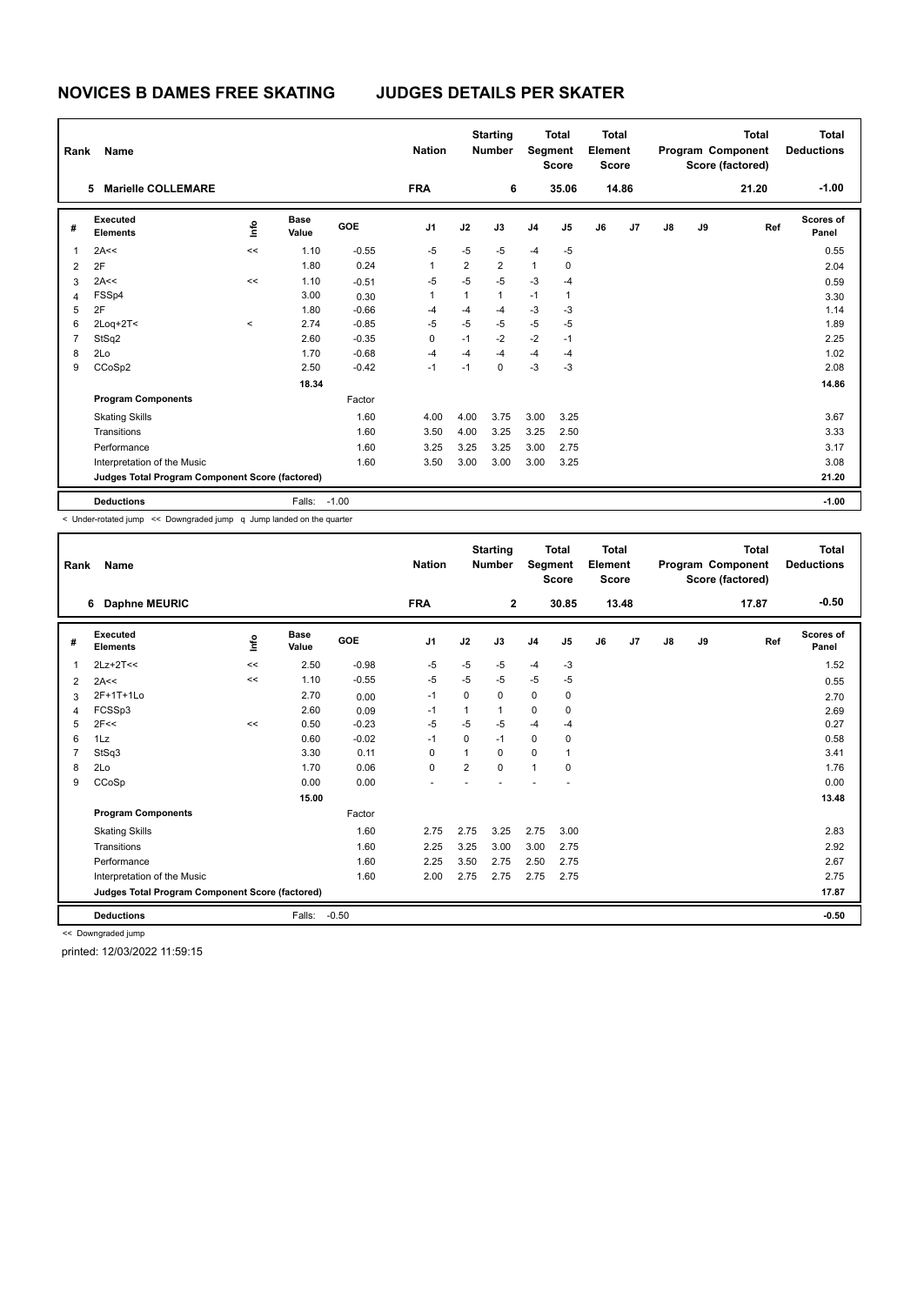# NOVICES B DAMES FREE SKATING    JUDGES DETAILS PER SKATER

| Rank | Name | Nation | Starting Number | Total Segment Score | Total Element Score | Total Program Component Score (factored) | Total Deductions |
|---|---|---|---|---|---|---|---|
| 5 | Marielle COLLEMARE | FRA | 6 | 35.06 | 14.86 | 21.20 | -1.00 |

| # | Executed Elements | Info | Base Value | GOE | J1 | J2 | J3 | J4 | J5 | J6 | J7 | J8 | J9 | Ref | Scores of Panel |
|---|---|---|---|---|---|---|---|---|---|---|---|---|---|---|---|
| 1 | 2A<< | << | 1.10 | -0.55 | -5 | -5 | -5 | -4 | -5 | | | | | | 0.55 |
| 2 | 2F | | 1.80 | 0.24 | 1 | 2 | 2 | 1 | 0 | | | | | | 2.04 |
| 3 | 2A<< | << | 1.10 | -0.51 | -5 | -5 | -5 | -3 | -4 | | | | | | 0.59 |
| 4 | FSSp4 | | 3.00 | 0.30 | 1 | 1 | 1 | -1 | 1 | | | | | | 3.30 |
| 5 | 2F | | 1.80 | -0.66 | -4 | -4 | -4 | -3 | -3 | | | | | | 1.14 |
| 6 | 2Loq+2T< | < | 2.74 | -0.85 | -5 | -5 | -5 | -5 | -5 | | | | | | 1.89 |
| 7 | StSq2 | | 2.60 | -0.35 | 0 | -1 | -2 | -2 | -1 | | | | | | 2.25 |
| 8 | 2Lo | | 1.70 | -0.68 | -4 | -4 | -4 | -4 | -4 | | | | | | 1.02 |
| 9 | CCoSp2 | | 2.50 | -0.42 | -1 | -1 | 0 | -3 | -3 | | | | | | 2.08 |
| | | | 18.34 | | | | | | | | | | | | 14.86 |
| | **Program Components** | | | Factor | | | | | | | | | | | |
| | Skating Skills | | | 1.60 | 4.00 | 4.00 | 3.75 | 3.00 | 3.25 | | | | | | 3.67 |
| | Transitions | | | 1.60 | 3.50 | 4.00 | 3.25 | 3.25 | 2.50 | | | | | | 3.33 |
| | Performance | | | 1.60 | 3.25 | 3.25 | 3.25 | 3.00 | 2.75 | | | | | | 3.17 |
| | Interpretation of the Music | | | 1.60 | 3.50 | 3.00 | 3.00 | 3.00 | 3.25 | | | | | | 3.08 |
| | **Judges Total Program Component Score (factored)** | | | | | | | | | | | | | | 21.20 |
| | **Deductions** | | Falls: | -1.00 | | | | | | | | | | | -1.00 |

< Under-rotated jump << Downgraded jump q Jump landed on the quarter

| Rank | Name | Nation | Starting Number | Total Segment Score | Total Element Score | Total Program Component Score (factored) | Total Deductions |
|---|---|---|---|---|---|---|---|
| 6 | Daphne MEURIC | FRA | 2 | 30.85 | 13.48 | 17.87 | -0.50 |

| # | Executed Elements | Info | Base Value | GOE | J1 | J2 | J3 | J4 | J5 | J6 | J7 | J8 | J9 | Ref | Scores of Panel |
|---|---|---|---|---|---|---|---|---|---|---|---|---|---|---|---|
| 1 | 2Lz+2T<< | << | 2.50 | -0.98 | -5 | -5 | -5 | -4 | -3 | | | | | | 1.52 |
| 2 | 2A<< | << | 1.10 | -0.55 | -5 | -5 | -5 | -5 | -5 | | | | | | 0.55 |
| 3 | 2F+1T+1Lo | | 2.70 | 0.00 | -1 | 0 | 0 | 0 | 0 | | | | | | 2.70 |
| 4 | FCSSp3 | | 2.60 | 0.09 | -1 | 1 | 1 | 0 | 0 | | | | | | 2.69 |
| 5 | 2F<< | << | 0.50 | -0.23 | -5 | -5 | -5 | -4 | -4 | | | | | | 0.27 |
| 6 | 1Lz | | 0.60 | -0.02 | -1 | 0 | -1 | 0 | 0 | | | | | | 0.58 |
| 7 | StSq3 | | 3.30 | 0.11 | 0 | 1 | 0 | 0 | 1 | | | | | | 3.41 |
| 8 | 2Lo | | 1.70 | 0.06 | 0 | 2 | 0 | 1 | 0 | | | | | | 1.76 |
| 9 | CCoSp | | 0.00 | 0.00 | - | - | - | - | - | | | | | | 0.00 |
| | | | 15.00 | | | | | | | | | | | | 13.48 |
| | **Program Components** | | | Factor | | | | | | | | | | | |
| | Skating Skills | | | 1.60 | 2.75 | 2.75 | 3.25 | 2.75 | 3.00 | | | | | | 2.83 |
| | Transitions | | | 1.60 | 2.25 | 3.25 | 3.00 | 3.00 | 2.75 | | | | | | 2.92 |
| | Performance | | | 1.60 | 2.25 | 3.50 | 2.75 | 2.50 | 2.75 | | | | | | 2.67 |
| | Interpretation of the Music | | | 1.60 | 2.00 | 2.75 | 2.75 | 2.75 | 2.75 | | | | | | 2.75 |
| | **Judges Total Program Component Score (factored)** | | | | | | | | | | | | | | 17.87 |
| | **Deductions** | | Falls: | -0.50 | | | | | | | | | | | -0.50 |

<< Downgraded jump

printed: 12/03/2022 11:59:15